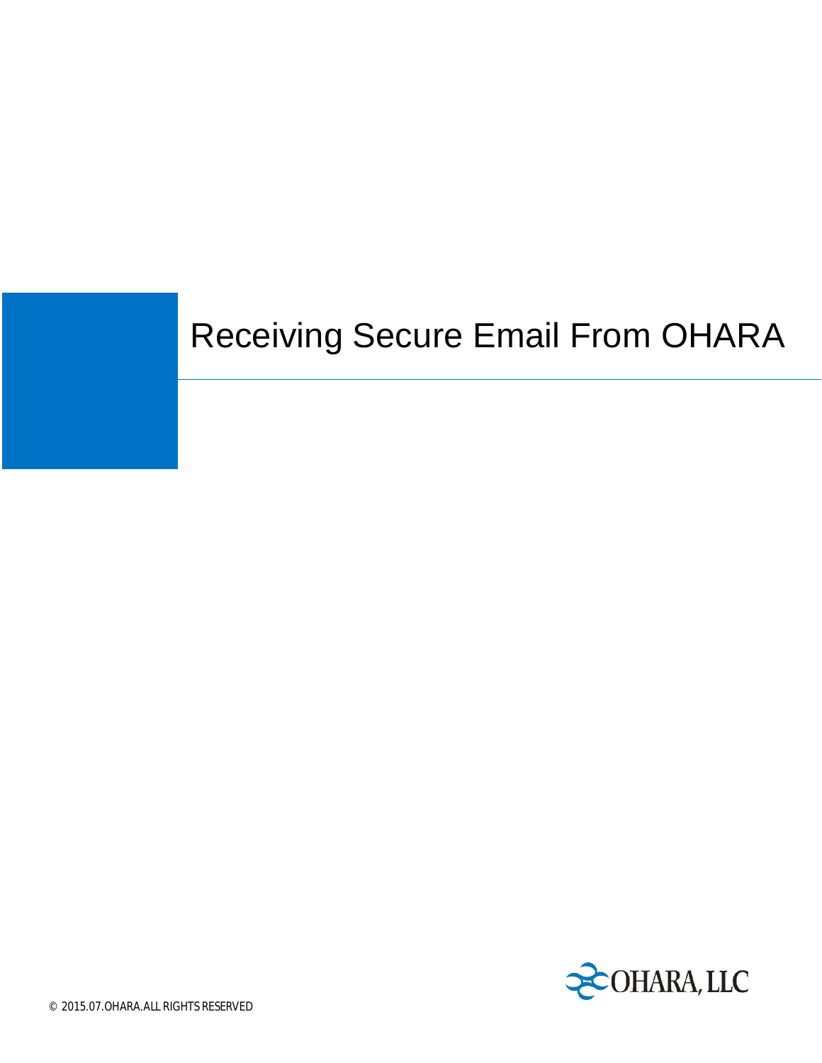# Receiving Secure Email From OHARA

OHARA, LLC

© 2015.07.OHARA.ALL RIGHTS RESERVED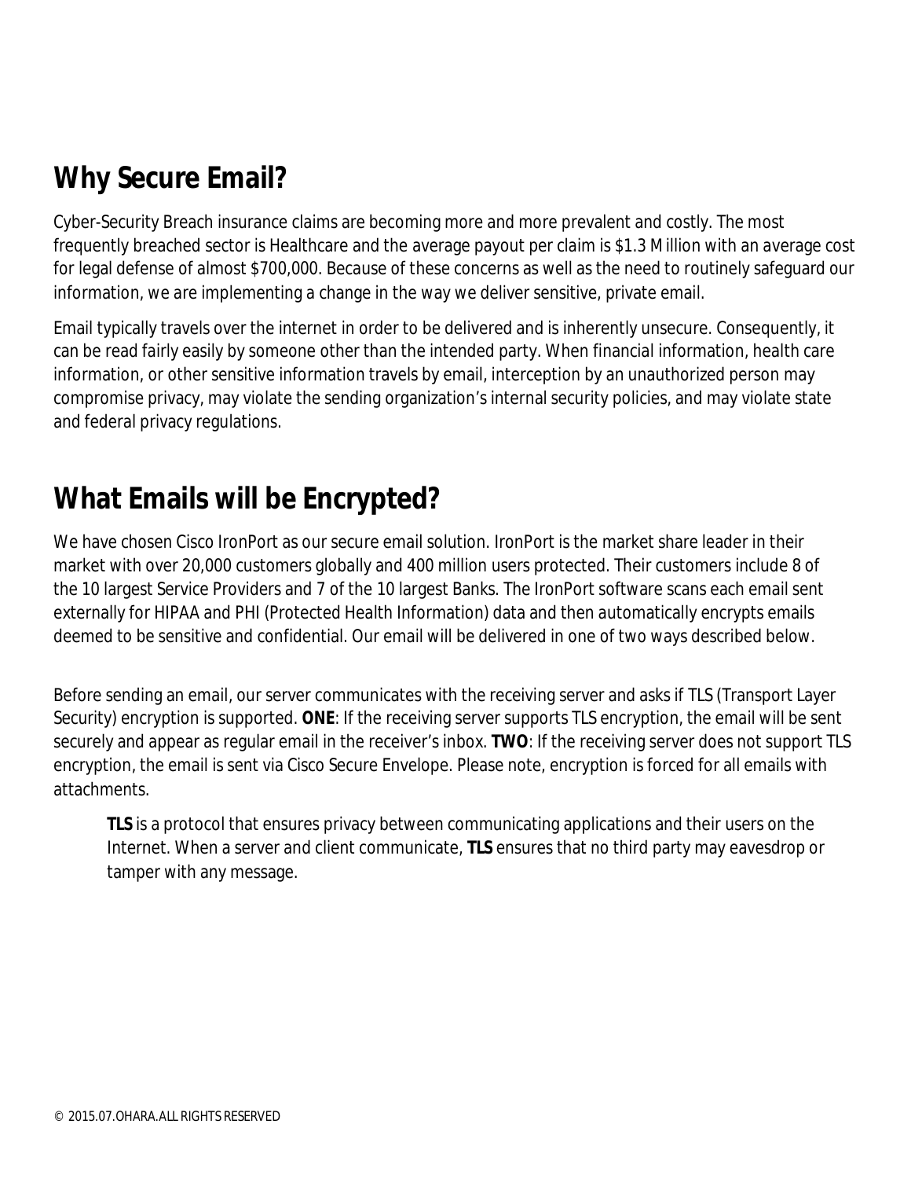## Why Secure Email?

Cyber-Security Breach insurance claims are becoming more and more prevalent and costly. The most frequently breached sector is Healthcare and the average payout per claim is $1.3 Million with an average cost for legal defense of almost $700,000. Because of these concerns as well as the need to routinely safeguard our information, we are implementing a change in the way we deliver sensitive, private email.

Email typically travels over the internet in order to be delivered and is inherently unsecure. Consequently, it can be read fairly easily by someone other than the intended party. When financial information, health care information, or other sensitive information travels by email, interception by an unauthorized person may compromise privacy, may violate the sending organization's internal security policies, and may violate state and federal privacy regulations.

## What Emails will be Encrypted?

We have chosen Cisco IronPort as our secure email solution. IronPort is the market share leader in their market with over 20,000 customers globally and 400 million users protected. Their customers include 8 of the 10 largest Service Providers and 7 of the 10 largest Banks. The IronPort software scans each email sent externally for HIPAA and PHI (Protected Health Information) data and then automatically encrypts emails deemed to be sensitive and confidential. Our email will be delivered in one of two ways described below.

Before sending an email, our server communicates with the receiving server and asks if TLS (Transport Layer Security) encryption is supported. **ONE**: If the receiving server supports TLS encryption, the email will be sent securely and appear as regular email in the receiver's inbox. **TWO**: If the receiving server does not support TLS encryption, the email is sent via Cisco Secure Envelope. Please note, encryption is forced for all emails with attachments.

> **TLS** is a protocol that ensures privacy between communicating applications and their users on the Internet. When a server and client communicate, **TLS** ensures that no third party may eavesdrop or tamper with any message.

© 2015.07.OHARA.ALL RIGHTS RESERVED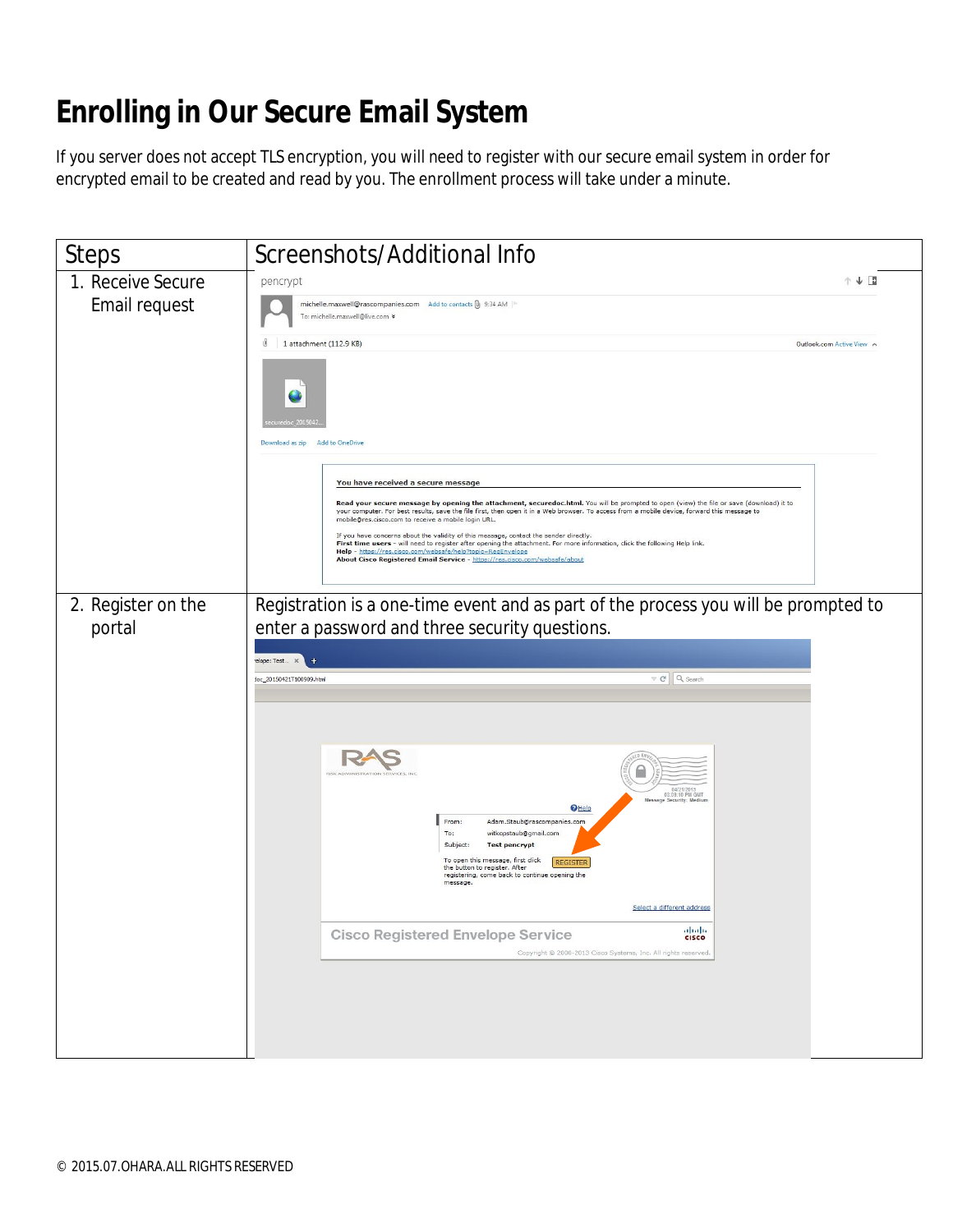# Enrolling in Our Secure Email System

If you server does not accept TLS encryption, you will need to register with our secure email system in order for encrypted email to be created and read by you. The enrollment process will take under a minute.

| Steps | Screenshots/Additional Info |
| --- | --- |
| 1. Receive Secure Email request | pencrypt<br>michelle.maxwell@rascompanies.com Add to contacts 9:34 AM<br>To: michelle.maxwell@live.com<br>1 attachment (112.9 KB)<br>securedoc_2015042...<br>Download as zip Add to OneDrive<br>**You have received a secure message**<br>**Read your secure message by opening the attachment, securedoc.html.** You will be prompted to open (view) the file or save (download) it to your computer. For best results, save the file first, then open it in a Web browser. To access from a mobile device, forward this message to mobile@res.cisco.com to receive a mobile login URL.<br>If you have concerns about the validity of this message, contact the sender directly.<br>**First time users** - will need to register after opening the attachment. For more information, click the following Help link.<br>**Help** - https://res.cisco.com/websafe/help?topic=RegEnvelope<br>**About Cisco Registered Email Service** - https://res.cisco.com/websafe/about |
| 2. Register on the portal | Registration is a one-time event and as part of the process you will be prompted to enter a password and three security questions.<br>From: Adam.Staub@rascompanies.com<br>To: witkopstaub@gmail.com<br>Subject: Test pencrypt<br>To open this message, first click the button to register. After registering, come back to continue opening the message. REGISTER<br>Select a different address<br>Cisco Registered Envelope Service<br>Copyright © 2000-2013 Cisco Systems, Inc. All rights reserved. |

© 2015.07.OHARA.ALL RIGHTS RESERVED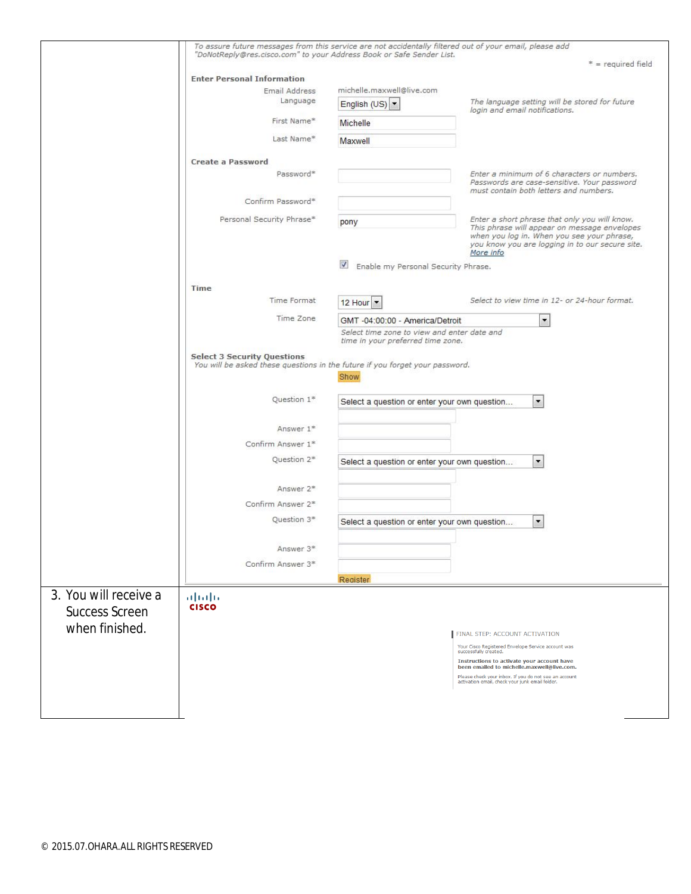| | |
|---|---|
| | *To assure future messages from this service are not accidentally filtered out of your email, please add "DoNotReply@res.cisco.com" to your Address Book or Safe Sender List.*<br><br>* = required field<br><br>**Enter Personal Information**<br>Email Address: michelle.maxwell@live.com<br>Language: English (US) — *The language setting will be stored for future login and email notifications.*<br>First Name*: Michelle<br>Last Name*: Maxwell<br><br>**Create a Password**<br>Password*: — *Enter a minimum of 6 characters or numbers. Passwords are case-sensitive. Your password must contain both letters and numbers.*<br>Confirm Password*:<br>Personal Security Phrase*: pony — *Enter a short phrase that only you will know. This phrase will appear on message envelopes when you log in. When you see your phrase, you know you are logging in to our secure site.* More info<br>☑ Enable my Personal Security Phrase.<br><br>**Time**<br>Time Format: 12 Hour — *Select to view time in 12- or 24-hour format.*<br>Time Zone: GMT -04:00:00 - America/Detroit — *Select time zone to view and enter date and time in your preferred time zone.*<br><br>**Select 3 Security Questions**<br>*You will be asked these questions in the future if you forget your password.*<br>Show<br>Question 1*: Select a question or enter your own question...<br>Answer 1*:<br>Confirm Answer 1*:<br>Question 2*: Select a question or enter your own question...<br>Answer 2*:<br>Confirm Answer 2*:<br>Question 3*: Select a question or enter your own question...<br>Answer 3*:<br>Confirm Answer 3*:<br>Register |
| 3. You will receive a Success Screen when finished. | CISCO<br><br>FINAL STEP: ACCOUNT ACTIVATION<br>Your Cisco Registered Envelope Service account was successfully created.<br>**Instructions to activate your account have been emailed to michelle.maxwell@live.com.**<br>Please check your inbox. If you do not see an account activation email, check your junk email folder. |

© 2015.07.OHARA.ALL RIGHTS RESERVED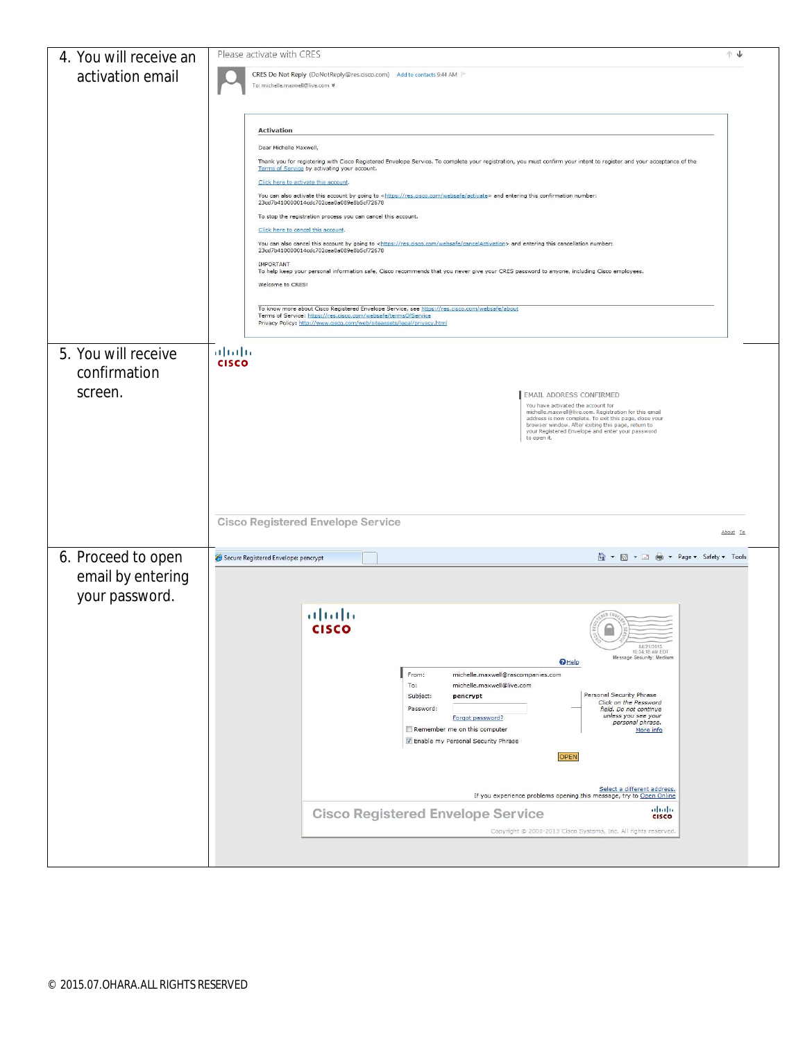| | |
|---|---|
| 4. You will receive an activation email | Please activate with CRES<br><br>CRES Do Not Reply (DoNotReply@res.cisco.com) Add to contacts 9:44 AM<br>To: michelle.maxwell@live.com<br><br>**Activation**<br><br>Dear Michelle Maxwell,<br><br>Thank you for registering with Cisco Registered Envelope Service. To complete your registration, you must confirm your intent to register and your acceptance of the Terms of Service by activating your account.<br><br>Click here to activate this account.<br><br>You can also activate this account by going to <https://res.cisco.com/websafe/activate> and entering this confirmation number: 23cd7b410000014cdc702cea0a089e8b5cf72678<br><br>To stop the registration process you can cancel this account.<br><br>Click here to cancel this account.<br><br>You can also cancel this account by going to <https://res.cisco.com/websafe/cancelActivation> and entering this cancellation number: 23cd7b410000014cdc702cea0a089e8b5cf72678<br><br>IMPORTANT<br>To help keep your personal information safe, Cisco recommends that you never give your CRES password to anyone, including Cisco employees.<br><br>Welcome to CRES!<br><br>To know more about Cisco Registered Envelope Service, see https://res.cisco.com/websafe/about<br>Terms of Service: https://res.cisco.com/websafe/termsOfService<br>Privacy Policy: http://www.cisco.com/web/siteassets/legal/privacy.html |
| 5. You will receive confirmation screen. | CISCO<br><br>EMAIL ADDRESS CONFIRMED<br>You have activated the account for michelle.maxwell@live.com. Registration for this email address is now complete. To exit this page, close your browser window. After exiting this page, return to your Registered Envelope and enter your password to open it.<br><br>Cisco Registered Envelope Service<br>About Te |
| 6. Proceed to open email by entering your password. | Secure Registered Envelope: pencrypt<br><br>CISCO<br>04/21/2015 10:34:18 AM EDT<br>Message Security: Medium<br>Help<br>From: michelle.maxwell@rescompanies.com<br>To: michelle.maxwell@live.com<br>Subject: pencrypt<br>Password:<br>Forgot password?<br>Remember me on this computer<br>Enable my Personal Security Phrase<br>Personal Security Phrase<br>Click on the Password field. Do not continue unless you see your personal phrase.<br>More info<br>OPEN<br>Select a different address.<br>If you experience problems opening this message, try to Open Online<br>Cisco Registered Envelope Service<br>Copyright © 2000-2013 Cisco Systems, Inc. All rights reserved. |

© 2015.07.OHARA.ALL RIGHTS RESERVED